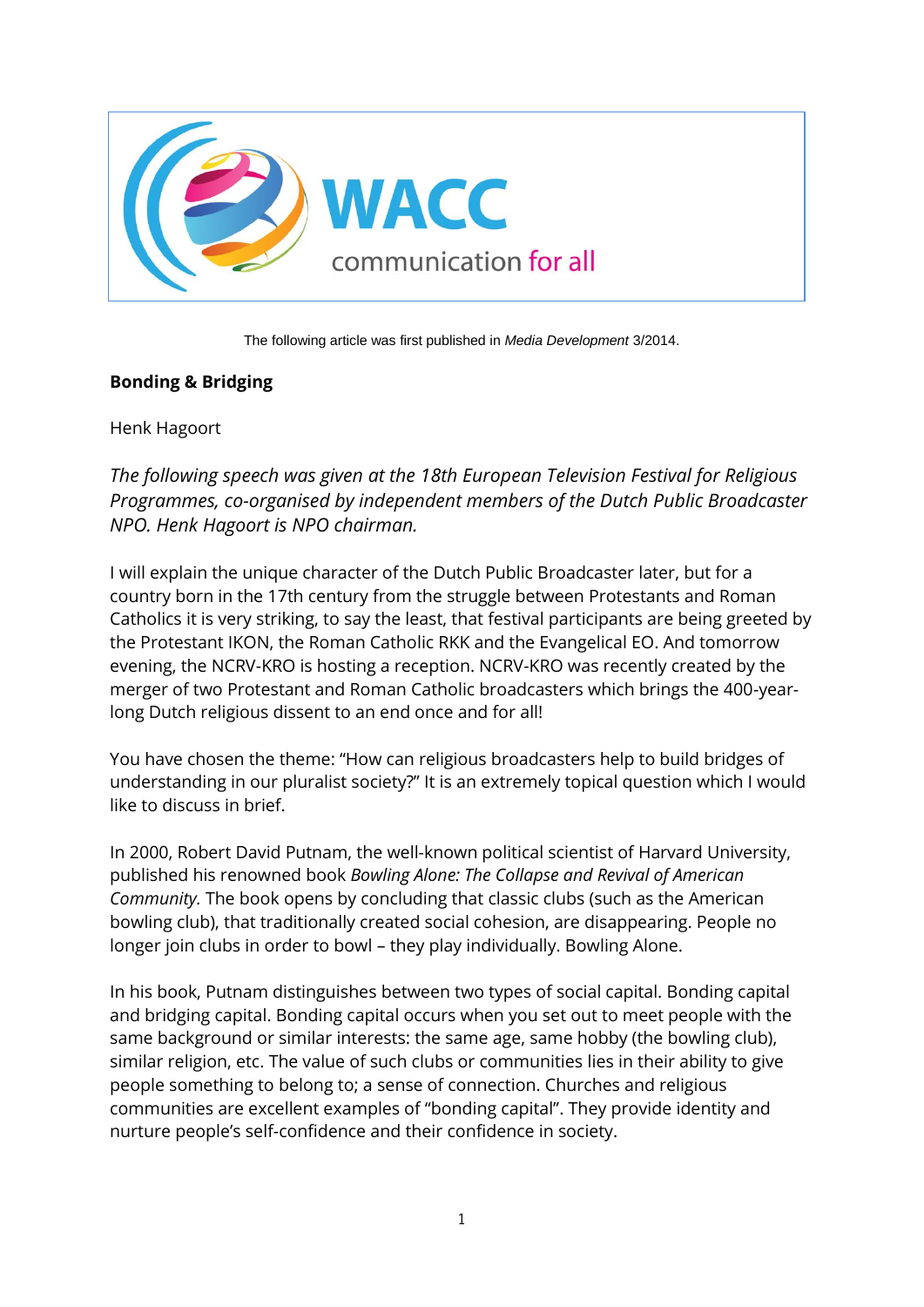WACC communication for all

The following article was first published in *Media Development* 3/2014.

**Bonding & Bridging**

Henk Hagoort

*The following speech was given at the 18th European Television Festival for Religious Programmes, co-organised by independent members of the Dutch Public Broadcaster NPO. Henk Hagoort is NPO chairman.*

I will explain the unique character of the Dutch Public Broadcaster later, but for a country born in the 17th century from the struggle between Protestants and Roman Catholics it is very striking, to say the least, that festival participants are being greeted by the Protestant IKON, the Roman Catholic RKK and the Evangelical EO. And tomorrow evening, the NCRV-KRO is hosting a reception. NCRV-KRO was recently created by the merger of two Protestant and Roman Catholic broadcasters which brings the 400-year-long Dutch religious dissent to an end once and for all!

You have chosen the theme: "How can religious broadcasters help to build bridges of understanding in our pluralist society?" It is an extremely topical question which I would like to discuss in brief.

In 2000, Robert David Putnam, the well-known political scientist of Harvard University, published his renowned book *Bowling Alone: The Collapse and Revival of American Community.* The book opens by concluding that classic clubs (such as the American bowling club), that traditionally created social cohesion, are disappearing. People no longer join clubs in order to bowl – they play individually. Bowling Alone.

In his book, Putnam distinguishes between two types of social capital. Bonding capital and bridging capital. Bonding capital occurs when you set out to meet people with the same background or similar interests: the same age, same hobby (the bowling club), similar religion, etc. The value of such clubs or communities lies in their ability to give people something to belong to; a sense of connection. Churches and religious communities are excellent examples of "bonding capital". They provide identity and nurture people's self-confidence and their confidence in society.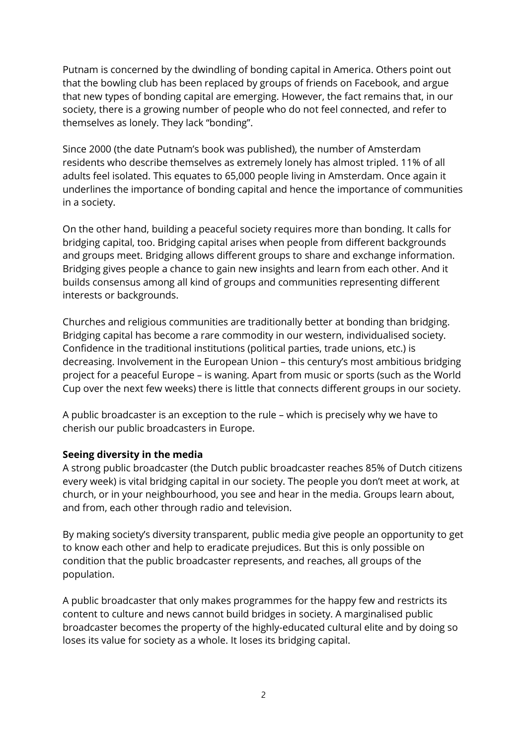Putnam is concerned by the dwindling of bonding capital in America. Others point out that the bowling club has been replaced by groups of friends on Facebook, and argue that new types of bonding capital are emerging. However, the fact remains that, in our society, there is a growing number of people who do not feel connected, and refer to themselves as lonely. They lack "bonding".

Since 2000 (the date Putnam's book was published), the number of Amsterdam residents who describe themselves as extremely lonely has almost tripled. 11% of all adults feel isolated. This equates to 65,000 people living in Amsterdam. Once again it underlines the importance of bonding capital and hence the importance of communities in a society.

On the other hand, building a peaceful society requires more than bonding. It calls for bridging capital, too. Bridging capital arises when people from different backgrounds and groups meet. Bridging allows different groups to share and exchange information. Bridging gives people a chance to gain new insights and learn from each other. And it builds consensus among all kind of groups and communities representing different interests or backgrounds.

Churches and religious communities are traditionally better at bonding than bridging. Bridging capital has become a rare commodity in our western, individualised society. Confidence in the traditional institutions (political parties, trade unions, etc.) is decreasing. Involvement in the European Union – this century's most ambitious bridging project for a peaceful Europe – is waning. Apart from music or sports (such as the World Cup over the next few weeks) there is little that connects different groups in our society.

A public broadcaster is an exception to the rule – which is precisely why we have to cherish our public broadcasters in Europe.

**Seeing diversity in the media**

A strong public broadcaster (the Dutch public broadcaster reaches 85% of Dutch citizens every week) is vital bridging capital in our society. The people you don't meet at work, at church, or in your neighbourhood, you see and hear in the media. Groups learn about, and from, each other through radio and television.

By making society's diversity transparent, public media give people an opportunity to get to know each other and help to eradicate prejudices. But this is only possible on condition that the public broadcaster represents, and reaches, all groups of the population.

A public broadcaster that only makes programmes for the happy few and restricts its content to culture and news cannot build bridges in society. A marginalised public broadcaster becomes the property of the highly-educated cultural elite and by doing so loses its value for society as a whole. It loses its bridging capital.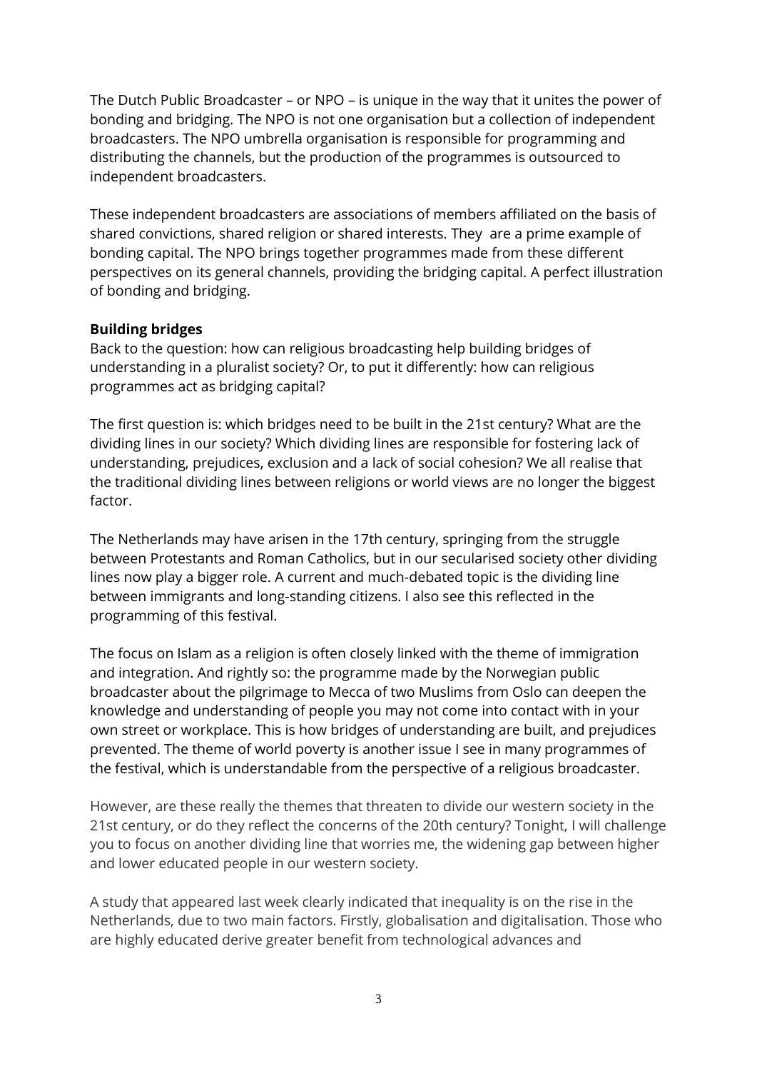The Dutch Public Broadcaster – or NPO – is unique in the way that it unites the power of bonding and bridging. The NPO is not one organisation but a collection of independent broadcasters. The NPO umbrella organisation is responsible for programming and distributing the channels, but the production of the programmes is outsourced to independent broadcasters.

These independent broadcasters are associations of members affiliated on the basis of shared convictions, shared religion or shared interests. They  are a prime example of bonding capital. The NPO brings together programmes made from these different perspectives on its general channels, providing the bridging capital. A perfect illustration of bonding and bridging.

**Building bridges**

Back to the question: how can religious broadcasting help building bridges of understanding in a pluralist society? Or, to put it differently: how can religious programmes act as bridging capital?

The first question is: which bridges need to be built in the 21st century? What are the dividing lines in our society? Which dividing lines are responsible for fostering lack of understanding, prejudices, exclusion and a lack of social cohesion? We all realise that the traditional dividing lines between religions or world views are no longer the biggest factor.

The Netherlands may have arisen in the 17th century, springing from the struggle between Protestants and Roman Catholics, but in our secularised society other dividing lines now play a bigger role. A current and much-debated topic is the dividing line between immigrants and long-standing citizens. I also see this reflected in the programming of this festival.

The focus on Islam as a religion is often closely linked with the theme of immigration and integration. And rightly so: the programme made by the Norwegian public broadcaster about the pilgrimage to Mecca of two Muslims from Oslo can deepen the knowledge and understanding of people you may not come into contact with in your own street or workplace. This is how bridges of understanding are built, and prejudices prevented. The theme of world poverty is another issue I see in many programmes of the festival, which is understandable from the perspective of a religious broadcaster.

However, are these really the themes that threaten to divide our western society in the 21st century, or do they reflect the concerns of the 20th century? Tonight, I will challenge you to focus on another dividing line that worries me, the widening gap between higher and lower educated people in our western society.

A study that appeared last week clearly indicated that inequality is on the rise in the Netherlands, due to two main factors. Firstly, globalisation and digitalisation. Those who are highly educated derive greater benefit from technological advances and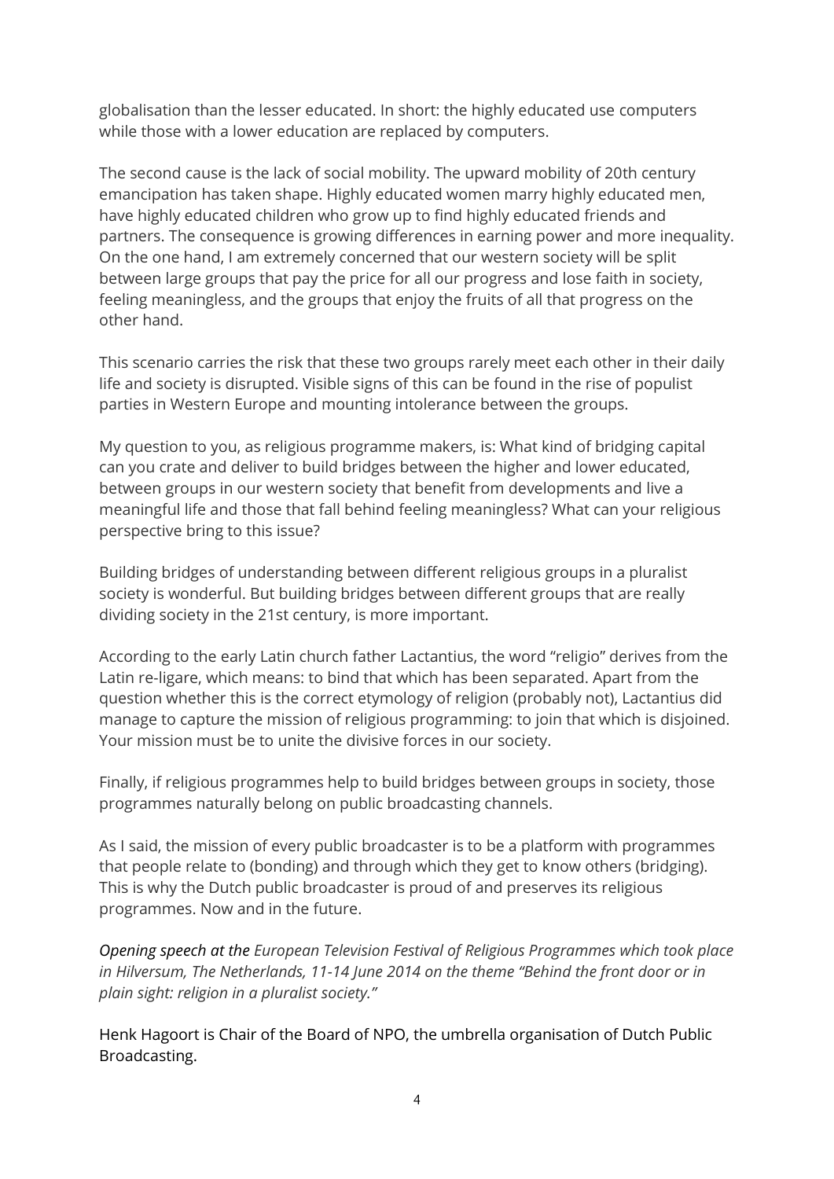globalisation than the lesser educated. In short: the highly educated use computers while those with a lower education are replaced by computers.

The second cause is the lack of social mobility. The upward mobility of 20th century emancipation has taken shape. Highly educated women marry highly educated men, have highly educated children who grow up to find highly educated friends and partners. The consequence is growing differences in earning power and more inequality. On the one hand, I am extremely concerned that our western society will be split between large groups that pay the price for all our progress and lose faith in society, feeling meaningless, and the groups that enjoy the fruits of all that progress on the other hand.

This scenario carries the risk that these two groups rarely meet each other in their daily life and society is disrupted. Visible signs of this can be found in the rise of populist parties in Western Europe and mounting intolerance between the groups.

My question to you, as religious programme makers, is: What kind of bridging capital can you crate and deliver to build bridges between the higher and lower educated, between groups in our western society that benefit from developments and live a meaningful life and those that fall behind feeling meaningless? What can your religious perspective bring to this issue?

Building bridges of understanding between different religious groups in a pluralist society is wonderful. But building bridges between different groups that are really dividing society in the 21st century, is more important.

According to the early Latin church father Lactantius, the word "religio" derives from the Latin re-ligare, which means: to bind that which has been separated. Apart from the question whether this is the correct etymology of religion (probably not), Lactantius did manage to capture the mission of religious programming: to join that which is disjoined. Your mission must be to unite the divisive forces in our society.

Finally, if religious programmes help to build bridges between groups in society, those programmes naturally belong on public broadcasting channels.

As I said, the mission of every public broadcaster is to be a platform with programmes that people relate to (bonding) and through which they get to know others (bridging). This is why the Dutch public broadcaster is proud of and preserves its religious programmes. Now and in the future.

***Opening speech at the*** *European Television Festival of Religious Programmes which took place in Hilversum, The Netherlands, 11-14 June 2014 on the theme "Behind the front door or in plain sight: religion in a pluralist society."*

Henk Hagoort is Chair of the Board of NPO, the umbrella organisation of Dutch Public Broadcasting.